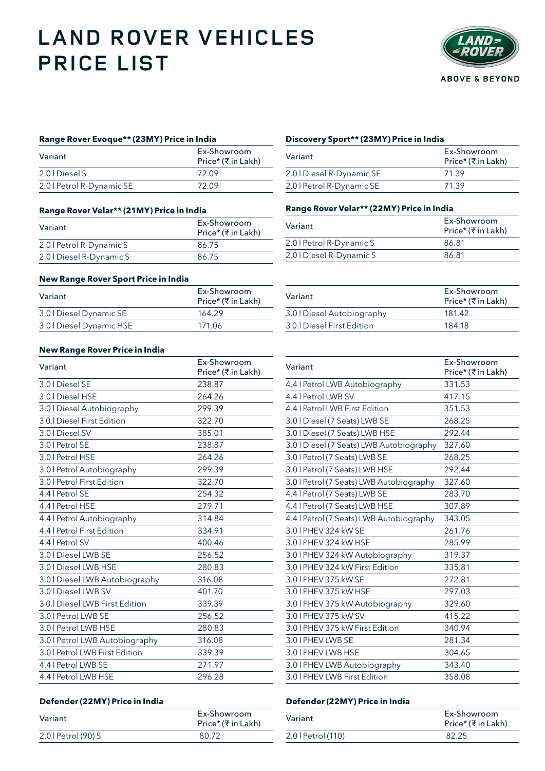# LAND ROVER VEHICLES PRICE LIST

ABOVE & BEYOND

### Range Rover Evoque** (23MY) Price in India

| Variant | Ex-Showroom Price* (₹ in Lakh) |
|---|---|
| 2.0 l Diesel S | 72.09 |
| 2.0 l Petrol R-Dynamic SE | 72.09 |

### Discovery Sport** (23MY) Price in India

| Variant | Ex-Showroom Price* (₹ in Lakh) |
|---|---|
| 2.0 l Diesel R-Dynamic SE | 71.39 |
| 2.0 l Petrol R-Dynamic SE | 71.39 |

### Range Rover Velar** (21MY) Price in India

| Variant | Ex-Showroom Price* (₹ in Lakh) |
|---|---|
| 2.0 l Petrol R-Dynamic S | 86.75 |
| 2.0 l Diesel R-Dynamic S | 86.75 |

### Range Rover Velar** (22MY) Price in India

| Variant | Ex-Showroom Price* (₹ in Lakh) |
|---|---|
| 2.0 l Petrol R-Dynamic S | 86.81 |
| 2.0 l Diesel R-Dynamic S | 86.81 |

### New Range Rover Sport Price in India

| Variant | Ex-Showroom Price* (₹ in Lakh) |
|---|---|
| 3.0 l Diesel Dynamic SE | 164.29 |
| 3.0 l Diesel Dynamic HSE | 171.06 |
| 3.0 l Diesel Autobiography | 181.42 |
| 3 0.l Diesel First Edition | 184.18 |

### New Range Rover Price in India

| Variant | Ex-Showroom Price* (₹ in Lakh) |
|---|---|
| 3.0 l Diesel SE | 238.87 |
| 3.0 l Diesel HSE | 264.26 |
| 3.0 l Diesel Autobiography | 299.39 |
| 3 0.l Diesel First Edition | 322.70 |
| 3.0 l Diesel SV | 385.01 |
| 3.0 l Petrol SE | 238.87 |
| 3.0 l Petrol HSE | 264.26 |
| 3.0 l Petrol Autobiography | 299.39 |
| 3.0 l Petrol First Edition | 322.70 |
| 4.4 l Petrol SE | 254.32 |
| 4.4 l Petrol HSE | 279.71 |
| 4.4 l Petrol Autobiography | 314.84 |
| 4.4 l Petrol First Edition | 334.91 |
| 4.4 l Petrol SV | 400.46 |
| 3.0 l Diesel LWB SE | 256.52 |
| 3.0 l Diesel LWB HSE | 280.83 |
| 3.0 l Diesel LWB Autobiography | 316.08 |
| 3.0 l Diesel LWB SV | 401.70 |
| 3 0.l Diesel LWB First Edition | 339.39 |
| 3.0 l Petrol LWB SE | 256.52 |
| 3.0 l Petrol LWB HSE | 280.83 |
| 3.0 l Petrol LWB Autobiography | 316.08 |
| 3.0 l Petrol LWB First Edition | 339.39 |
| 4.4 l Petrol LWB SE | 271.97 |
| 4.4 l Petrol LWB HSE | 296.28 |
| 4.4 l Petrol LWB Autobiography | 331.53 |
| 4.4 l Petrol LWB SV | 417.15 |
| 4.4 l Petrol LWB First Edition | 351.53 |
| 3.0 l Diesel (7 Seats) LWB SE | 268.25 |
| 3.0 l Diesel (7 Seats) LWB HSE | 292.44 |
| 3.0 l Diesel (7 Seats) LWB Autobiography | 327.60 |
| 3.0 l Petrol (7 Seats) LWB SE | 268.25 |
| 3.0 l Petrol (7 Seats) LWB HSE | 292.44 |
| 3.0 l Petrol (7 Seats) LWB Autobiography | 327.60 |
| 4.4 l Petrol (7 Seats) LWB SE | 283.70 |
| 4.4 l Petrol (7 Seats) LWB HSE | 307.89 |
| 4.4 l Petrol (7 Seats) LWB Autobiography | 343.05 |
| 3.0 l PHEV 324 kW SE | 261.76 |
| 3.0 l PHEV 324 kW HSE | 285.99 |
| 3.0 l PHEV 324 kW Autobiography | 319.37 |
| 3.0 l PHEV 324 kW First Edition | 335.81 |
| 3.0 l PHEV 375 kW SE | 272.81 |
| 3.0 l PHEV 375 kW HSE | 297.03 |
| 3.0 l PHEV 375 kW Autobiography | 329.60 |
| 3.0 l PHEV 375 kW SV | 415.22 |
| 3.0 l PHEV 375 kW First Edition | 340.94 |
| 3.0 l PHEV LWB SE | 281.34 |
| 3.0 l PHEV LWB HSE | 304.65 |
| 3.0 l PHEV LWB Autobiography | 343.40 |
| 3.0 l PHEV LWB First Edition | 358.08 |

### Defender (22MY) Price in India

| Variant | Ex-Showroom Price* (₹ in Lakh) |
|---|---|
| 2.0 l Petrol (90) S | 80.72 |

### Defender (22MY) Price in India

| Variant | Ex-Showroom Price* (₹ in Lakh) |
|---|---|
| 2.0 l Petrol (110) | 82.25 |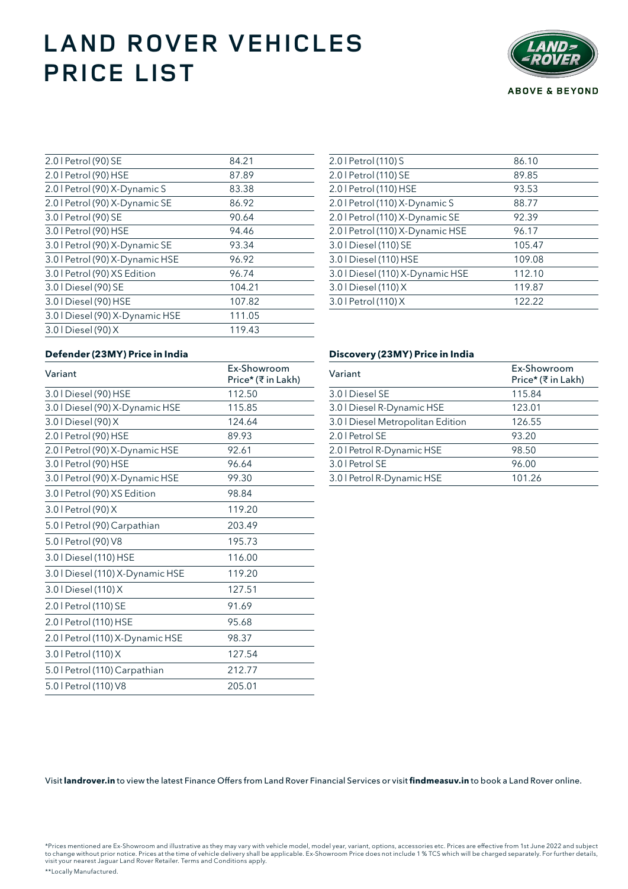# LAND ROVER VEHICLES PRICE LIST

ABOVE & BEYOND

| | |
|---|---|
| 2.0 l Petrol (90) SE | 84.21 |
| 2.0 l Petrol (90) HSE | 87.89 |
| 2.0 l Petrol (90) X-Dynamic S | 83.38 |
| 2.0 l Petrol (90) X-Dynamic SE | 86.92 |
| 3.0 l Petrol (90) SE | 90.64 |
| 3.0 l Petrol (90) HSE | 94.46 |
| 3.0 l Petrol (90) X-Dynamic SE | 93.34 |
| 3.0 l Petrol (90) X-Dynamic HSE | 96.92 |
| 3.0 l Petrol (90) XS Edition | 96.74 |
| 3.0 l Diesel (90) SE | 104.21 |
| 3.0 l Diesel (90) HSE | 107.82 |
| 3.0 l Diesel (90) X-Dynamic HSE | 111.05 |
| 3.0 l Diesel (90) X | 119.43 |
| 2.0 l Petrol (110) S | 86.10 |
| 2.0 l Petrol (110) SE | 89.85 |
| 2.0 l Petrol (110) HSE | 93.53 |
| 2.0 l Petrol (110) X-Dynamic S | 88.77 |
| 2.0 l Petrol (110) X-Dynamic SE | 92.39 |
| 2.0 l Petrol (110) X-Dynamic HSE | 96.17 |
| 3.0 l Diesel (110) SE | 105.47 |
| 3.0 l Diesel (110) HSE | 109.08 |
| 3.0 l Diesel (110) X-Dynamic HSE | 112.10 |
| 3.0 l Diesel (110) X | 119.87 |
| 3.0 l Petrol (110) X | 122.22 |

**Defender (23MY) Price in India**

| Variant | Ex-Showroom Price* (₹ in Lakh) |
|---|---|
| 3.0 l Diesel (90) HSE | 112.50 |
| 3.0 l Diesel (90) X-Dynamic HSE | 115.85 |
| 3.0 l Diesel (90) X | 124.64 |
| 2.0 l Petrol (90) HSE | 89.93 |
| 2.0 l Petrol (90) X-Dynamic HSE | 92.61 |
| 3.0 l Petrol (90) HSE | 96.64 |
| 3.0 l Petrol (90) X-Dynamic HSE | 99.30 |
| 3.0 l Petrol (90) XS Edition | 98.84 |
| 3.0 l Petrol (90) X | 119.20 |
| 5.0 l Petrol (90) Carpathian | 203.49 |
| 5.0 l Petrol (90) V8 | 195.73 |
| 3.0 l Diesel (110) HSE | 116.00 |
| 3.0 l Diesel (110) X-Dynamic HSE | 119.20 |
| 3.0 l Diesel (110) X | 127.51 |
| 2.0 l Petrol (110) SE | 91.69 |
| 2.0 l Petrol (110) HSE | 95.68 |
| 2.0 l Petrol (110) X-Dynamic HSE | 98.37 |
| 3.0 l Petrol (110) X | 127.54 |
| 5.0 l Petrol (110) Carpathian | 212.77 |
| 5.0 l Petrol (110) V8 | 205.01 |

**Discovery (23MY) Price in India**

| Variant | Ex-Showroom Price* (₹ in Lakh) |
|---|---|
| 3.0 l Diesel SE | 115.84 |
| 3.0 l Diesel R-Dynamic HSE | 123.01 |
| 3.0 l Diesel Metropolitan Edition | 126.55 |
| 2.0 l Petrol SE | 93.20 |
| 2.0 l Petrol R-Dynamic HSE | 98.50 |
| 3.0 l Petrol SE | 96.00 |
| 3.0 l Petrol R-Dynamic HSE | 101.26 |

Visit **landrover.in** to view the latest Finance Offers from Land Rover Financial Services or visit **findmeasuv.in** to book a Land Rover online.

*Prices mentioned are Ex-Showroom and illustrative as they may vary with vehicle model, model year, variant, options, accessories etc. Prices are effective from 1st June 2022 and subject to change without prior notice. Prices at the time of vehicle delivery shall be applicable. Ex-Showroom Price does not include 1 % TCS which will be charged separately. For further details, visit your nearest Jaguar Land Rover Retailer. Terms and Conditions apply.

**Locally Manufactured.